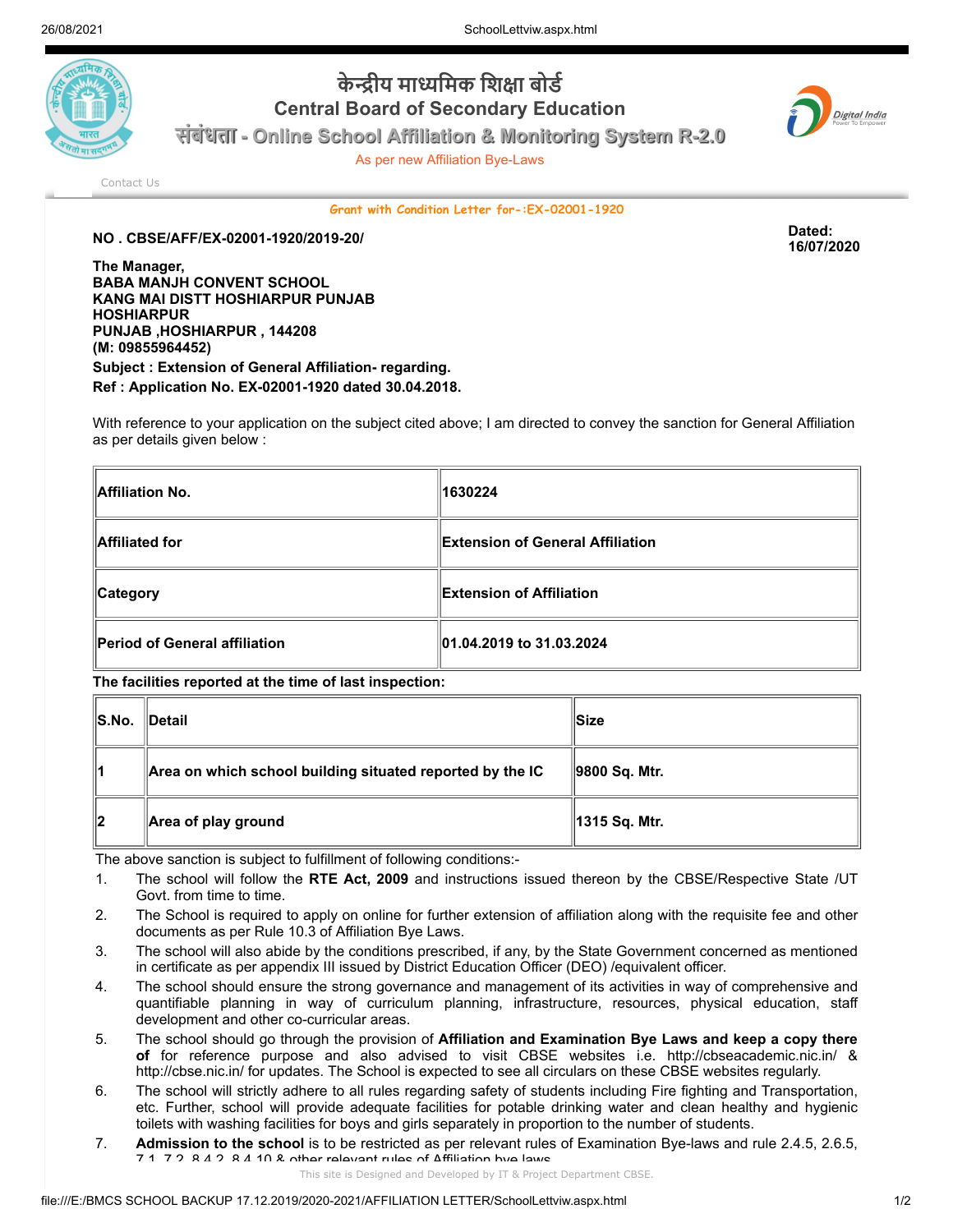# केन्द्रीय माध्यमिक शिक्षा बोर्ड

## Central Board of Secondary Education

### संबंधता - Online School Affiliation & Monitoring System R-2.0

As per new Affiliation Bye-Laws

Contact Us

Grant with Condition Letter for-:EX-02001-1920

**NO . CBSE/AFF/EX-02001-1920/2019-20/**

**Dated: 16/07/2020**

**The Manager,**
**BABA MANJH CONVENT SCHOOL**
**KANG MAI DISTT HOSHIARPUR PUNJAB**
**HOSHIARPUR**
**PUNJAB ,HOSHIARPUR , 144208**
**(M: 09855964452)**

**Subject : Extension of General Affiliation- regarding.**

**Ref : Application No. EX-02001-1920 dated 30.04.2018.**

With reference to your application on the subject cited above; I am directed to convey the sanction for General Affiliation as per details given below :

| | |
|---|---|
| **Affiliation No.** | **1630224** |
| **Affiliated for** | **Extension of General Affiliation** |
| **Category** | **Extension of Affiliation** |
| **Period of General affiliation** | **01.04.2019 to 31.03.2024** |

**The facilities reported at the time of last inspection:**

| S.No. | Detail | Size |
|---|---|---|
| 1 | Area on which school building situated reported by the IC | 9800 Sq. Mtr. |
| 2 | Area of play ground | 1315 Sq. Mtr. |

The above sanction is subject to fulfillment of following conditions:-

1. The school will follow the **RTE Act, 2009** and instructions issued thereon by the CBSE/Respective State /UT Govt. from time to time.
2. The School is required to apply on online for further extension of affiliation along with the requisite fee and other documents as per Rule 10.3 of Affiliation Bye Laws.
3. The school will also abide by the conditions prescribed, if any, by the State Government concerned as mentioned in certificate as per appendix III issued by District Education Officer (DEO) /equivalent officer.
4. The school should ensure the strong governance and management of its activities in way of comprehensive and quantifiable planning in way of curriculum planning, infrastructure, resources, physical education, staff development and other co-curricular areas.
5. The school should go through the provision of **Affiliation and Examination Bye Laws and keep a copy there of** for reference purpose and also advised to visit CBSE websites i.e. http://cbseacademic.nic.in/ & http://cbse.nic.in/ for updates. The School is expected to see all circulars on these CBSE websites regularly.
6. The school will strictly adhere to all rules regarding safety of students including Fire fighting and Transportation, etc. Further, school will provide adequate facilities for potable drinking water and clean healthy and hygienic toilets with washing facilities for boys and girls separately in proportion to the number of students.
7. **Admission to the school** is to be restricted as per relevant rules of Examination Bye-laws and rule 2.4.5, 2.6.5, 7.1, 7.2, 8.4.2, 8.4.10 & other relevant rules of Affiliation bye laws.

This site is Designed and Developed by IT & Project Department CBSE.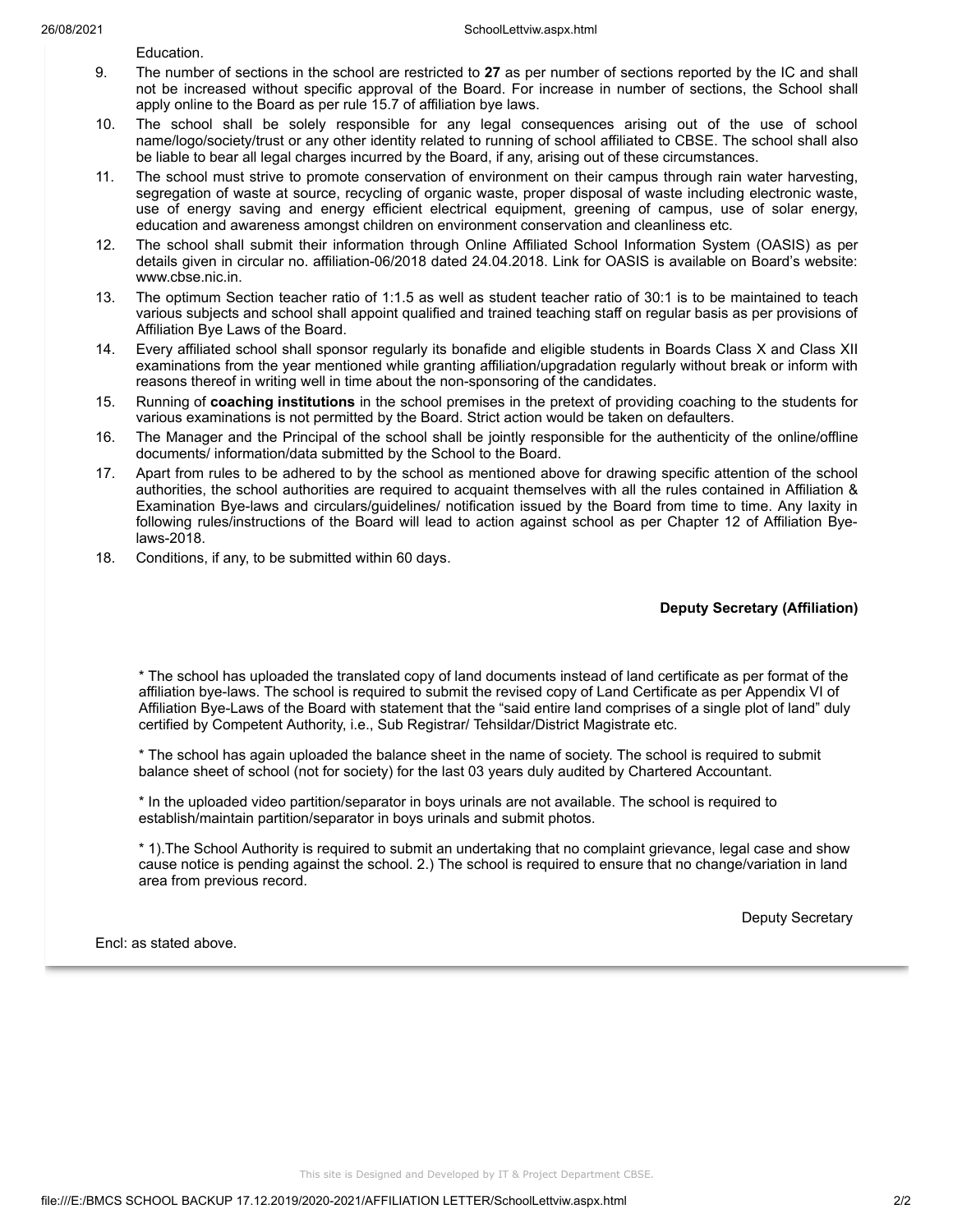Education.

9. The number of sections in the school are restricted to **27** as per number of sections reported by the IC and shall not be increased without specific approval of the Board. For increase in number of sections, the School shall apply online to the Board as per rule 15.7 of affiliation bye laws.
10. The school shall be solely responsible for any legal consequences arising out of the use of school name/logo/society/trust or any other identity related to running of school affiliated to CBSE. The school shall also be liable to bear all legal charges incurred by the Board, if any, arising out of these circumstances.
11. The school must strive to promote conservation of environment on their campus through rain water harvesting, segregation of waste at source, recycling of organic waste, proper disposal of waste including electronic waste, use of energy saving and energy efficient electrical equipment, greening of campus, use of solar energy, education and awareness amongst children on environment conservation and cleanliness etc.
12. The school shall submit their information through Online Affiliated School Information System (OASIS) as per details given in circular no. affiliation-06/2018 dated 24.04.2018. Link for OASIS is available on Board's website: www.cbse.nic.in.
13. The optimum Section teacher ratio of 1:1.5 as well as student teacher ratio of 30:1 is to be maintained to teach various subjects and school shall appoint qualified and trained teaching staff on regular basis as per provisions of Affiliation Bye Laws of the Board.
14. Every affiliated school shall sponsor regularly its bonafide and eligible students in Boards Class X and Class XII examinations from the year mentioned while granting affiliation/upgradation regularly without break or inform with reasons thereof in writing well in time about the non-sponsoring of the candidates.
15. Running of **coaching institutions** in the school premises in the pretext of providing coaching to the students for various examinations is not permitted by the Board. Strict action would be taken on defaulters.
16. The Manager and the Principal of the school shall be jointly responsible for the authenticity of the online/offline documents/ information/data submitted by the School to the Board.
17. Apart from rules to be adhered to by the school as mentioned above for drawing specific attention of the school authorities, the school authorities are required to acquaint themselves with all the rules contained in Affiliation & Examination Bye-laws and circulars/guidelines/ notification issued by the Board from time to time. Any laxity in following rules/instructions of the Board will lead to action against school as per Chapter 12 of Affiliation Bye-laws-2018.
18. Conditions, if any, to be submitted within 60 days.

**Deputy Secretary (Affiliation)**

* The school has uploaded the translated copy of land documents instead of land certificate as per format of the affiliation bye-laws. The school is required to submit the revised copy of Land Certificate as per Appendix VI of Affiliation Bye-Laws of the Board with statement that the "said entire land comprises of a single plot of land" duly certified by Competent Authority, i.e., Sub Registrar/ Tehsildar/District Magistrate etc.

* The school has again uploaded the balance sheet in the name of society. The school is required to submit balance sheet of school (not for society) for the last 03 years duly audited by Chartered Accountant.

* In the uploaded video partition/separator in boys urinals are not available. The school is required to establish/maintain partition/separator in boys urinals and submit photos.

* 1).The School Authority is required to submit an undertaking that no complaint grievance, legal case and show cause notice is pending against the school. 2.) The school is required to ensure that no change/variation in land area from previous record.

Deputy Secretary

Encl: as stated above.